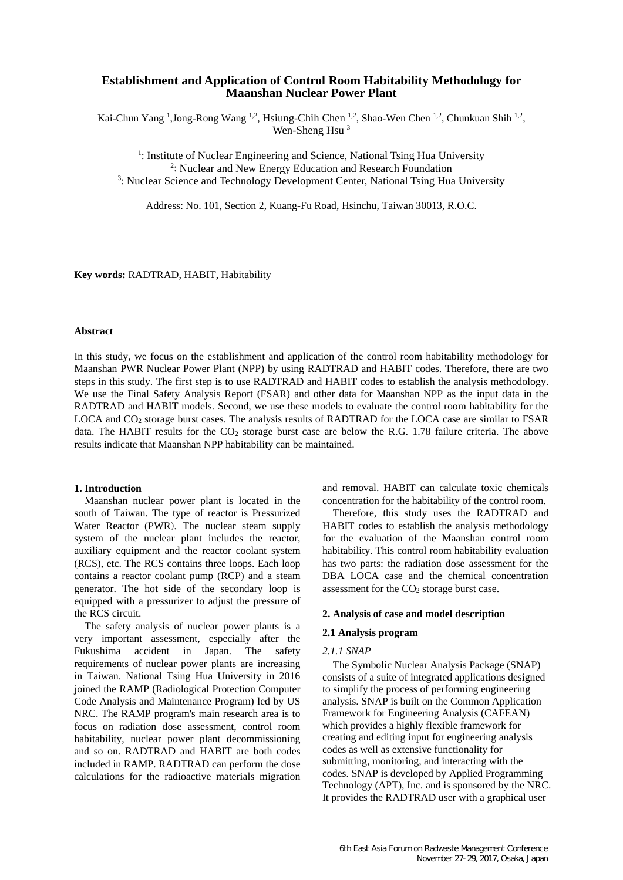# Establishment and Application of Control Room Habitability Methodology for Maanshan Nuclear Power Plant

Kai-Chun Yang [1], Jong-Rong Wang [1,2], Hsiung-Chih Chen [1,2], Shao-Wen Chen [1,2], Chunkuan Shih [1,2], Wen-Sheng Hsu [3]

[1]: Institute of Nuclear Engineering and Science, National Tsing Hua University
[2]: Nuclear and New Energy Education and Research Foundation
[3]: Nuclear Science and Technology Development Center, National Tsing Hua University

Address: No. 101, Section 2, Kuang-Fu Road, Hsinchu, Taiwan 30013, R.O.C.

**Key words:** RADTRAD, HABIT, Habitability

## Abstract

In this study, we focus on the establishment and application of the control room habitability methodology for Maanshan PWR Nuclear Power Plant (NPP) by using RADTRAD and HABIT codes. Therefore, there are two steps in this study. The first step is to use RADTRAD and HABIT codes to establish the analysis methodology. We use the Final Safety Analysis Report (FSAR) and other data for Maanshan NPP as the input data in the RADTRAD and HABIT models. Second, we use these models to evaluate the control room habitability for the LOCA and $CO_2$ storage burst cases. The analysis results of RADTRAD for the LOCA case are similar to FSAR data. The HABIT results for the $CO_2$ storage burst case are below the R.G. 1.78 failure criteria. The above results indicate that Maanshan NPP habitability can be maintained.

## 1. Introduction

Maanshan nuclear power plant is located in the south of Taiwan. The type of reactor is Pressurized Water Reactor (PWR). The nuclear steam supply system of the nuclear plant includes the reactor, auxiliary equipment and the reactor coolant system (RCS), etc. The RCS contains three loops. Each loop contains a reactor coolant pump (RCP) and a steam generator. The hot side of the secondary loop is equipped with a pressurizer to adjust the pressure of the RCS circuit.

The safety analysis of nuclear power plants is a very important assessment, especially after the Fukushima accident in Japan. The safety requirements of nuclear power plants are increasing in Taiwan. National Tsing Hua University in 2016 joined the RAMP (Radiological Protection Computer Code Analysis and Maintenance Program) led by US NRC. The RAMP program's main research area is to focus on radiation dose assessment, control room habitability, nuclear power plant decommissioning and so on. RADTRAD and HABIT are both codes included in RAMP. RADTRAD can perform the dose calculations for the radioactive materials migration and removal. HABIT can calculate toxic chemicals concentration for the habitability of the control room.

Therefore, this study uses the RADTRAD and HABIT codes to establish the analysis methodology for the evaluation of the Maanshan control room habitability. This control room habitability evaluation has two parts: the radiation dose assessment for the DBA LOCA case and the chemical concentration assessment for the $CO_2$ storage burst case.

## 2. Analysis of case and model description

### 2.1 Analysis program

#### *2.1.1 SNAP*

The Symbolic Nuclear Analysis Package (SNAP) consists of a suite of integrated applications designed to simplify the process of performing engineering analysis. SNAP is built on the Common Application Framework for Engineering Analysis (CAFEAN) which provides a highly flexible framework for creating and editing input for engineering analysis codes as well as extensive functionality for submitting, monitoring, and interacting with the codes. SNAP is developed by Applied Programming Technology (APT), Inc. and is sponsored by the NRC. It provides the RADTRAD user with a graphical user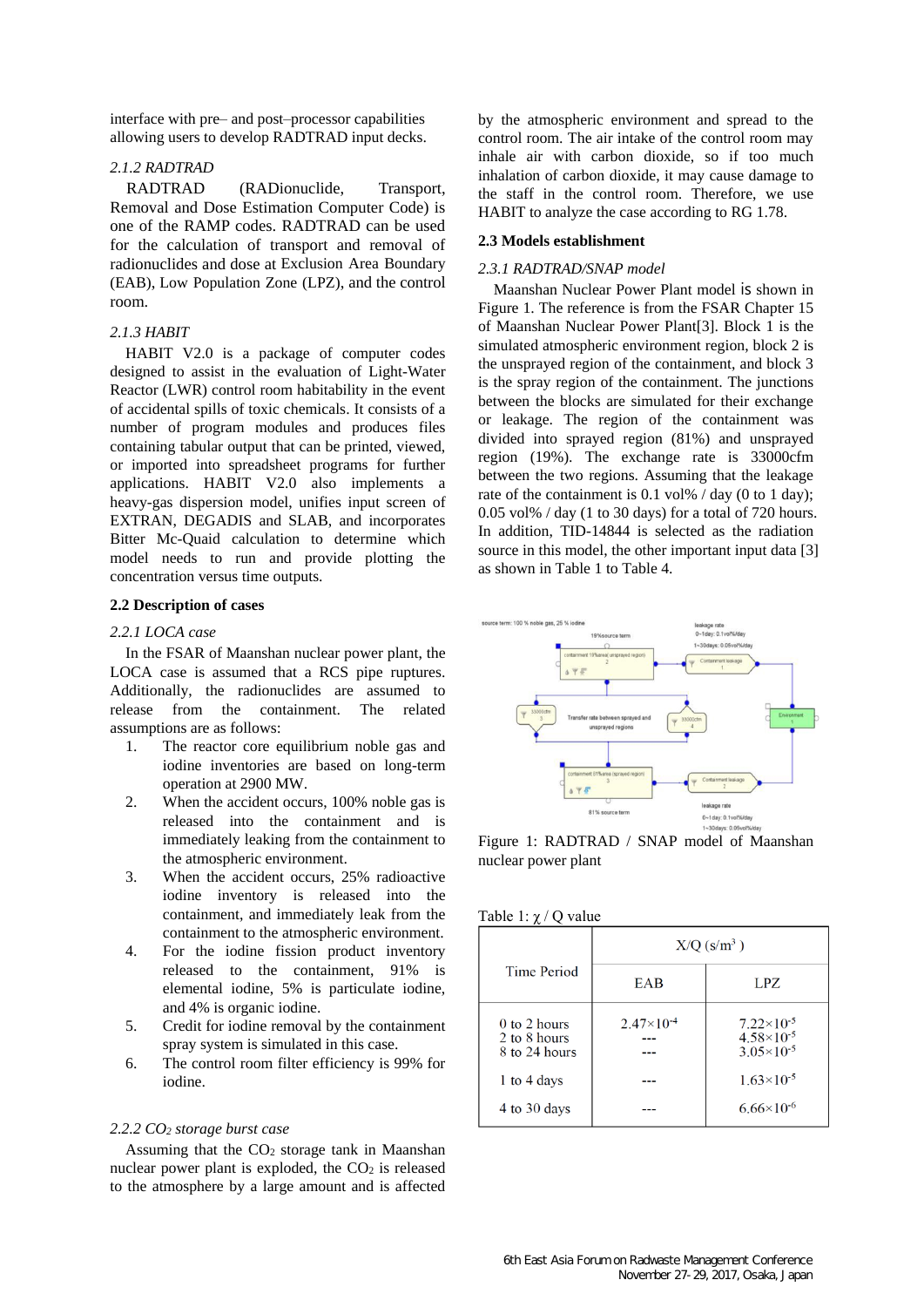interface with pre– and post–processor capabilities allowing users to develop RADTRAD input decks.

### 2.1.2 RADTRAD

RADTRAD (RADionuclide, Transport, Removal and Dose Estimation Computer Code) is one of the RAMP codes. RADTRAD can be used for the calculation of transport and removal of radionuclides and dose at Exclusion Area Boundary (EAB), Low Population Zone (LPZ), and the control room.

### 2.1.3 HABIT

HABIT V2.0 is a package of computer codes designed to assist in the evaluation of Light-Water Reactor (LWR) control room habitability in the event of accidental spills of toxic chemicals. It consists of a number of program modules and produces files containing tabular output that can be printed, viewed, or imported into spreadsheet programs for further applications. HABIT V2.0 also implements a heavy-gas dispersion model, unifies input screen of EXTRAN, DEGADIS and SLAB, and incorporates Bitter Mc-Quaid calculation to determine which model needs to run and provide plotting the concentration versus time outputs.

## 2.2 Description of cases

### 2.2.1 LOCA case

In the FSAR of Maanshan nuclear power plant, the LOCA case is assumed that a RCS pipe ruptures. Additionally, the radionuclides are assumed to release from the containment. The related assumptions are as follows:

1. The reactor core equilibrium noble gas and iodine inventories are based on long-term operation at 2900 MW.
2. When the accident occurs, 100% noble gas is released into the containment and is immediately leaking from the containment to the atmospheric environment.
3. When the accident occurs, 25% radioactive iodine inventory is released into the containment, and immediately leak from the containment to the atmospheric environment.
4. For the iodine fission product inventory released to the containment, 91% is elemental iodine, 5% is particulate iodine, and 4% is organic iodine.
5. Credit for iodine removal by the containment spray system is simulated in this case.
6. The control room filter efficiency is 99% for iodine.

### 2.2.2 $CO_2$ storage burst case

Assuming that the $CO_2$ storage tank in Maanshan nuclear power plant is exploded, the $CO_2$ is released to the atmosphere by a large amount and is affected by the atmospheric environment and spread to the control room. The air intake of the control room may inhale air with carbon dioxide, so if too much inhalation of carbon dioxide, it may cause damage to the staff in the control room. Therefore, we use HABIT to analyze the case according to RG 1.78.

## 2.3 Models establishment

### 2.3.1 RADTRAD/SNAP model

Maanshan Nuclear Power Plant model is shown in Figure 1. The reference is from the FSAR Chapter 15 of Maanshan Nuclear Power Plant[3]. Block 1 is the simulated atmospheric environment region, block 2 is the unsprayed region of the containment, and block 3 is the spray region of the containment. The junctions between the blocks are simulated for their exchange or leakage. The region of the containment was divided into sprayed region (81%) and unsprayed region (19%). The exchange rate is 33000cfm between the two regions. Assuming that the leakage rate of the containment is 0.1 vol% / day (0 to 1 day); 0.05 vol% / day (1 to 30 days) for a total of 720 hours. In addition, TID-14844 is selected as the radiation source in this model, the other important input data [3] as shown in Table 1 to Table 4.

Figure 1: RADTRAD / SNAP model of Maanshan nuclear power plant

Table 1: $\chi$ / Q value

| Time Period | X/Q ($s/m^3$) | |
|---|---|---|
| | EAB | LPZ |
| 0 to 2 hours | $2.47\times10^{-4}$ | $7.22\times10^{-5}$ |
| 2 to 8 hours | --- | $4.58\times10^{-5}$ |
| 8 to 24 hours | --- | $3.05\times10^{-5}$ |
| 1 to 4 days | --- | $1.63\times10^{-5}$ |
| 4 to 30 days | --- | $6.66\times10^{-6}$ |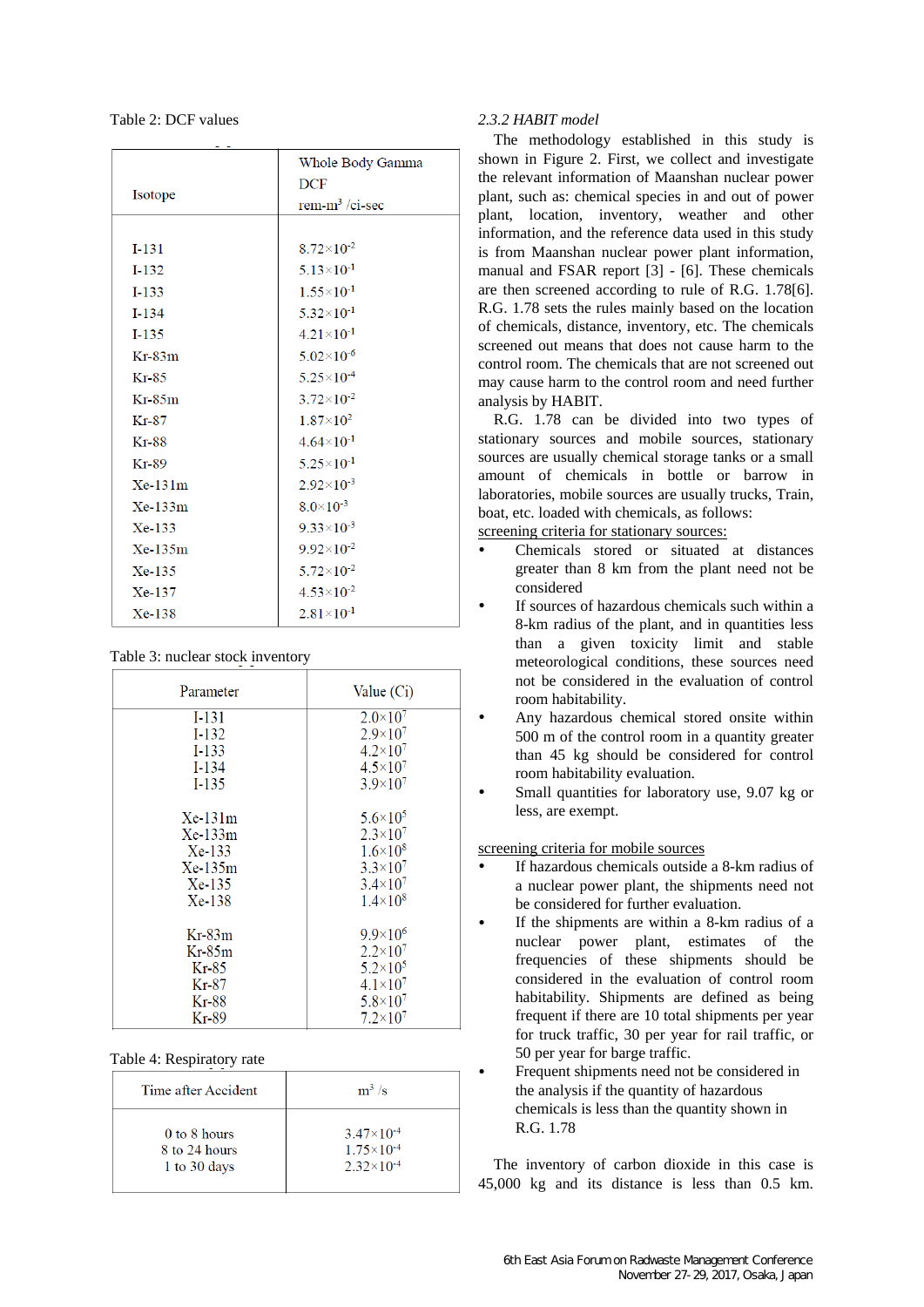Table 2: DCF values

| Isotope | Whole Body Gamma DCF rem-m$^3$ /ci-sec |
|---|---|
| I-131 | $8.72\times10^{-2}$ |
| I-132 | $5.13\times10^{-1}$ |
| I-133 | $1.55\times10^{-1}$ |
| I-134 | $5.32\times10^{-1}$ |
| I-135 | $4.21\times10^{-1}$ |
| Kr-83m | $5.02\times10^{-6}$ |
| Kr-85 | $5.25\times10^{-4}$ |
| Kr-85m | $3.72\times10^{-2}$ |
| Kr-87 | $1.87\times10^{2}$ |
| Kr-88 | $4.64\times10^{-1}$ |
| Kr-89 | $5.25\times10^{-1}$ |
| Xe-131m | $2.92\times10^{-3}$ |
| Xe-133m | $8.0\times10^{-3}$ |
| Xe-133 | $9.33\times10^{-3}$ |
| Xe-135m | $9.92\times10^{-2}$ |
| Xe-135 | $5.72\times10^{-2}$ |
| Xe-137 | $4.53\times10^{-2}$ |
| Xe-138 | $2.81\times10^{-1}$ |

Table 3: nuclear stock inventory

| Parameter | Value (Ci) |
|---|---|
| I-131 | $2.0\times10^{7}$ |
| I-132 | $2.9\times10^{7}$ |
| I-133 | $4.2\times10^{7}$ |
| I-134 | $4.5\times10^{7}$ |
| I-135 | $3.9\times10^{7}$ |
| Xe-131m | $5.6\times10^{5}$ |
| Xe-133m | $2.3\times10^{7}$ |
| Xe-133 | $1.6\times10^{8}$ |
| Xe-135m | $3.3\times10^{7}$ |
| Xe-135 | $3.4\times10^{7}$ |
| Xe-138 | $1.4\times10^{8}$ |
| Kr-83m | $9.9\times10^{6}$ |
| Kr-85m | $2.2\times10^{7}$ |
| Kr-85 | $5.2\times10^{5}$ |
| Kr-87 | $4.1\times10^{7}$ |
| Kr-88 | $5.8\times10^{7}$ |
| Kr-89 | $7.2\times10^{7}$ |

Table 4: Respiratory rate

| Time after Accident | m$^3$ /s |
|---|---|
| 0 to 8 hours | $3.47\times10^{-4}$ |
| 8 to 24 hours | $1.75\times10^{-4}$ |
| 1 to 30 days | $2.32\times10^{-4}$ |

### *2.3.2 HABIT model*

The methodology established in this study is shown in Figure 2. First, we collect and investigate the relevant information of Maanshan nuclear power plant information, such as: chemical species in and out of power plant, location, inventory, weather and other information, and the reference data used in this study is from Maanshan nuclear power plant information, manual and FSAR report [3] - [6]. These chemicals are then screened according to rule of R.G. 1.78[6]. R.G. 1.78 sets the rules mainly based on the location of chemicals, distance, inventory, etc. The chemicals screened out means that does not cause harm to the control room. The chemicals that are not screened out may cause harm to the control room and need further analysis by HABIT.

R.G. 1.78 can be divided into two types of stationary sources and mobile sources, stationary sources are usually chemical storage tanks or a small amount of chemicals in bottle or barrow in laboratories, mobile sources are usually trucks, Train, boat, etc. loaded with chemicals, as follows:

screening criteria for stationary sources:

- Chemicals stored or situated at distances greater than 8 km from the plant need not be considered
- If sources of hazardous chemicals such within a 8-km radius of the plant, and in quantities less than a given toxicity limit and stable meteorological conditions, these sources need not be considered in the evaluation of control room habitability.
- Any hazardous chemical stored onsite within 500 m of the control room in a quantity greater than 45 kg should be considered for control room habitability evaluation.
- Small quantities for laboratory use, 9.07 kg or less, are exempt.

screening criteria for mobile sources

- If hazardous chemicals outside a 8-km radius of a nuclear power plant, the shipments need not be considered for further evaluation.
- If the shipments are within a 8-km radius of a nuclear power plant, estimates of the frequencies of these shipments should be considered in the evaluation of control room habitability. Shipments are defined as being frequent if there are 10 total shipments per year for truck traffic, 30 per year for rail traffic, or 50 per year for barge traffic.
- Frequent shipments need not be considered in the analysis if the quantity of hazardous chemicals is less than the quantity shown in R.G. 1.78

The inventory of carbon dioxide in this case is 45,000 kg and its distance is less than 0.5 km.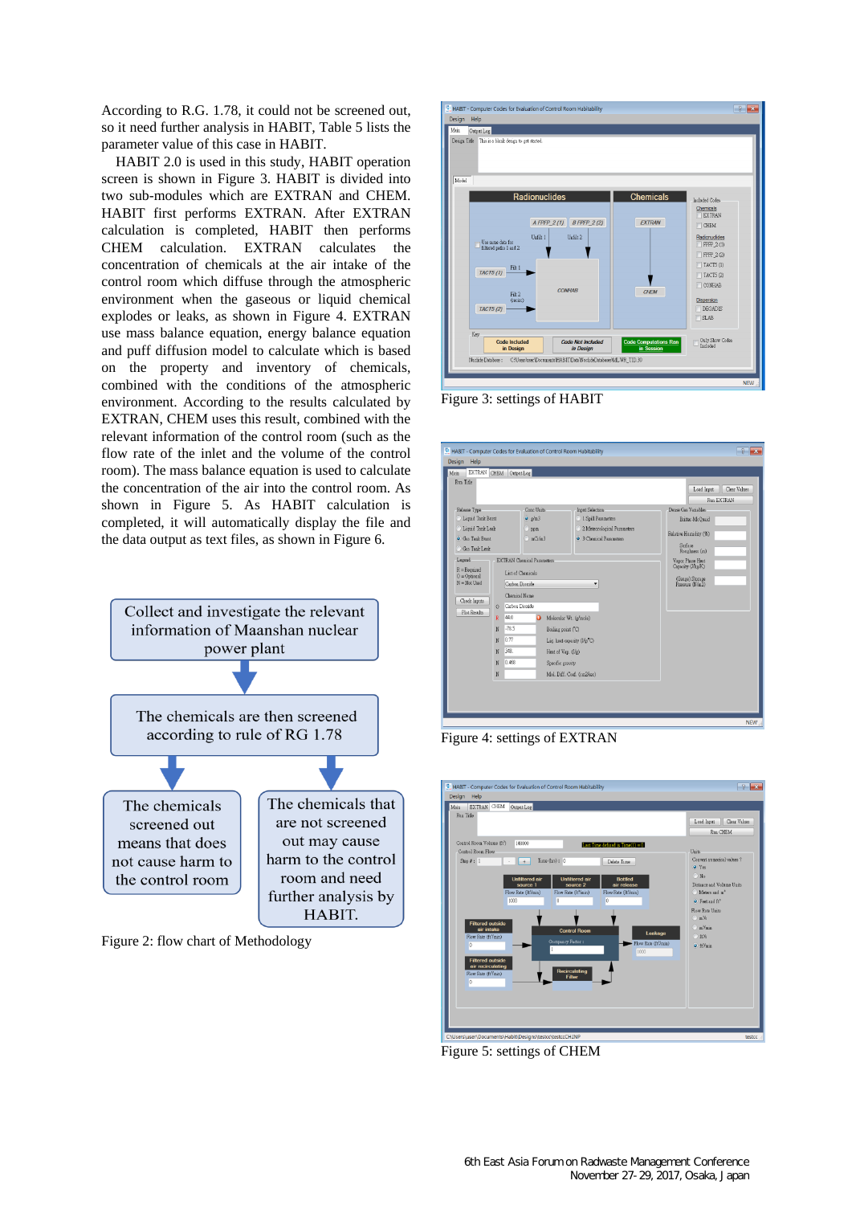According to R.G. 1.78, it could not be screened out, so it need further analysis in HABIT, Table 5 lists the parameter value of this case in HABIT.

HABIT 2.0 is used in this study, HABIT operation screen is shown in Figure 3. HABIT is divided into two sub-modules which are EXTRAN and CHEM. HABIT first performs EXTRAN. After EXTRAN calculation is completed, HABIT then performs CHEM calculation. EXTRAN calculates the concentration of chemicals at the air intake of the control room which diffuse through the atmospheric environment when the gaseous or liquid chemical explodes or leaks, as shown in Figure 4. EXTRAN use mass balance equation, energy balance equation and puff diffusion model to calculate which is based on the property and inventory of chemicals, combined with the conditions of the atmospheric environment. According to the results calculated by EXTRAN, CHEM uses this result, combined with the relevant information of the control room (such as the flow rate of the inlet and the volume of the control room). The mass balance equation is used to calculate the concentration of the air into the control room. As shown in Figure 5. As HABIT calculation is completed, it will automatically display the file and the data output as text files, as shown in Figure 6.

Collect and investigate the relevant information of Maanshan nuclear power plant

The chemicals are then screened according to rule of RG 1.78

The chemicals screened out means that does not cause harm to the control room

The chemicals that are not screened out may cause harm to the control room and need further analysis by HABIT.

Figure 2: flow chart of Methodology

Figure 3: settings of HABIT

Figure 4: settings of EXTRAN

Figure 5: settings of CHEM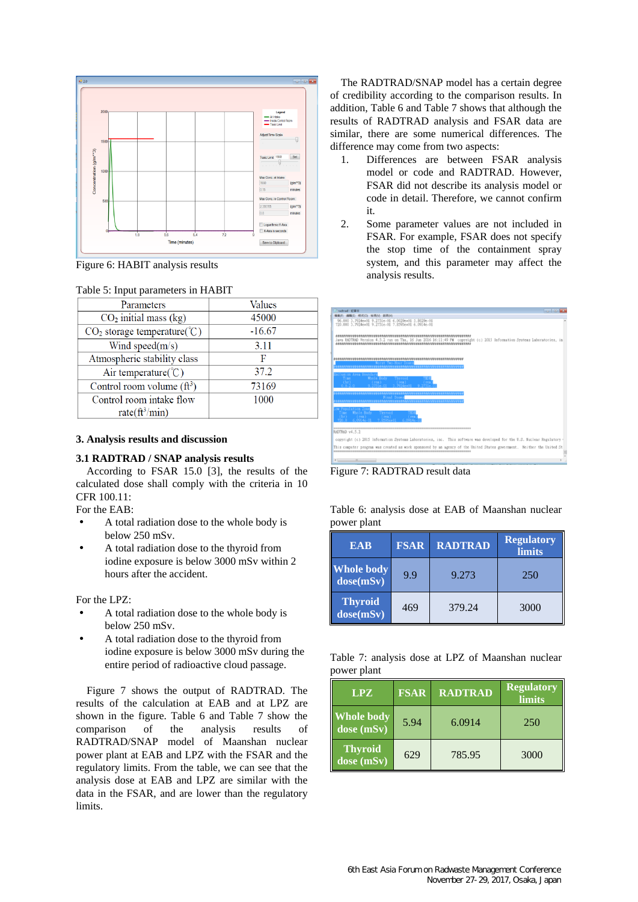Figure 6: HABIT analysis results

Table 5: Input parameters in HABIT

| Parameters | Values |
|---|---|
| $CO_2$ initial mass (kg) | 45000 |
| $CO_2$ storage temperature(℃) | -16.67 |
| Wind speed(m/s) | 3.11 |
| Atmospheric stability class | F |
| Air temperature(℃) | 37.2 |
| Control room volume ($ft^3$) | 73169 |
| Control room intake flow rate($ft^3$/min) | 1000 |

## 3. Analysis results and discussion

### 3.1 RADTRAD / SNAP analysis results

According to FSAR 15.0 [3], the results of the calculated dose shall comply with the criteria in 10 CFR 100.11:

For the EAB:

- A total radiation dose to the whole body is below 250 mSv.
- A total radiation dose to the thyroid from iodine exposure is below 3000 mSv within 2 hours after the accident.

For the LPZ:

- A total radiation dose to the whole body is below 250 mSv.
- A total radiation dose to the thyroid from iodine exposure is below 3000 mSv during the entire period of radioactive cloud passage.

Figure 7 shows the output of RADTRAD. The results of the calculation at EAB and at LPZ are shown in the figure. Table 6 and Table 7 show the comparison of the analysis results of RADTRAD/SNAP model of Maanshan nuclear power plant at EAB and LPZ with the FSAR and the regulatory limits. From the table, we can see that the analysis dose at EAB and LPZ are similar with the data in the FSAR, and are lower than the regulatory limits.

The RADTRAD/SNAP model has a certain degree of credibility according to the comparison results. In addition, Table 6 and Table 7 shows that although the results of RADTRAD analysis and FSAR data are similar, there are some numerical differences. The difference may come from two aspects:

1. Differences are between FSAR analysis model or code and RADTRAD. However, FSAR did not describe its analysis model or code in detail. Therefore, we cannot confirm it.
2. Some parameter values are not included in FSAR. For example, FSAR does not specify the stop time of the containment spray system, and this parameter may affect the analysis results.

Figure 7: RADTRAD result data

Table 6: analysis dose at EAB of Maanshan nuclear power plant

| EAB | FSAR | RADTRAD | Regulatory limits |
|---|---|---|---|
| Whole body dose(mSv) | 9.9 | 9.273 | 250 |
| Thyroid dose(mSv) | 469 | 379.24 | 3000 |

Table 7: analysis dose at LPZ of Maanshan nuclear power plant

| LPZ | FSAR | RADTRAD | Regulatory limits |
|---|---|---|---|
| Whole body dose (mSv) | 5.94 | 6.0914 | 250 |
| Thyroid dose (mSv) | 629 | 785.95 | 3000 |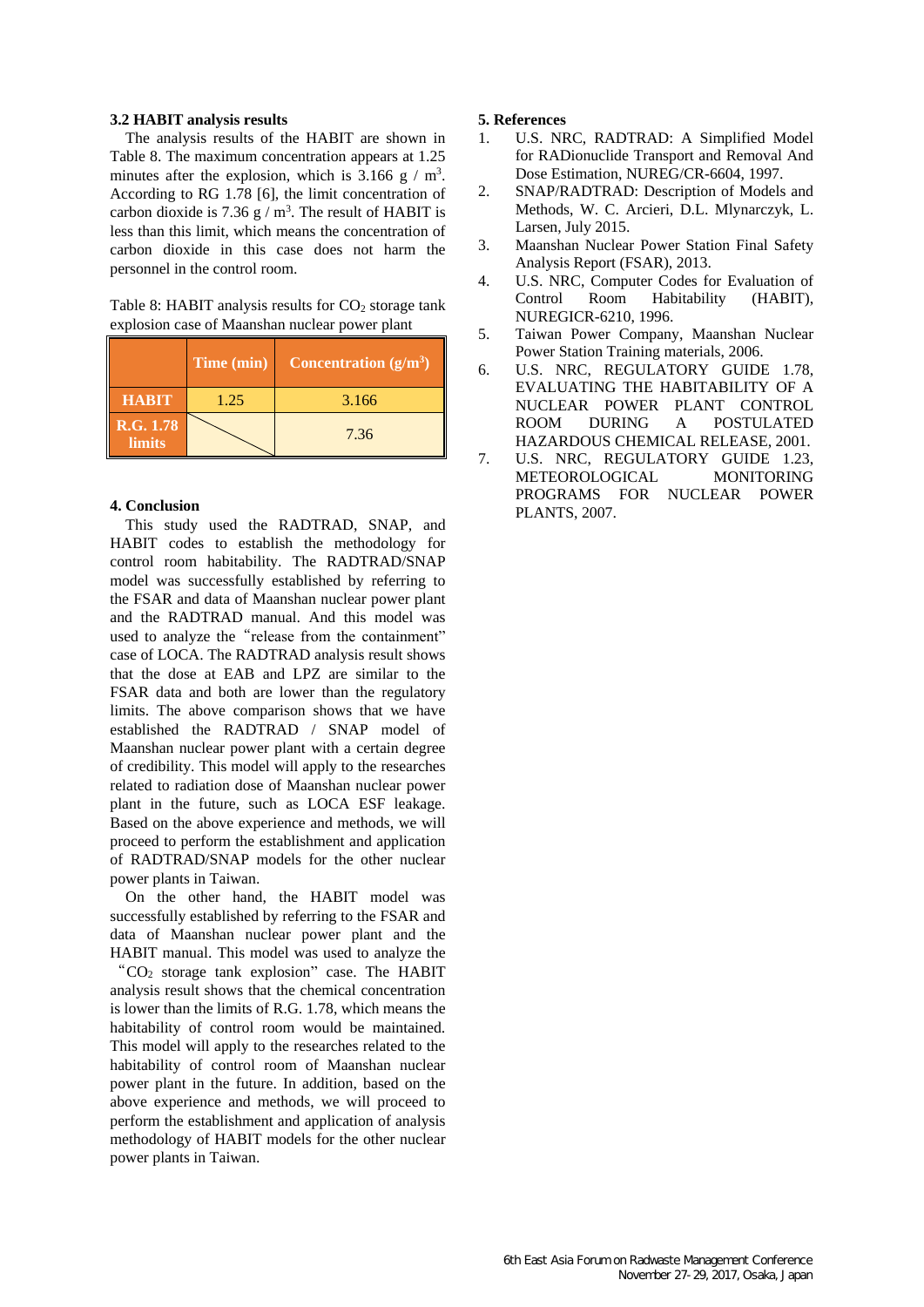### 3.2 HABIT analysis results

The analysis results of the HABIT are shown in Table 8. The maximum concentration appears at 1.25 minutes after the explosion, which is 3.166 g / $m^3$. According to RG 1.78 [6], the limit concentration of carbon dioxide is 7.36 g / $m^3$. The result of HABIT is less than this limit, which means the concentration of carbon dioxide in this case does not harm the personnel in the control room.

Table 8: HABIT analysis results for $CO_2$ storage tank explosion case of Maanshan nuclear power plant

| | Time (min) | Concentration (g/$m^3$) |
|---|---|---|
| HABIT | 1.25 | 3.166 |
| R.G. 1.78 limits | | 7.36 |

## 4. Conclusion

This study used the RADTRAD, SNAP, and HABIT codes to establish the methodology for control room habitability. The RADTRAD/SNAP model was successfully established by referring to the FSAR and data of Maanshan nuclear power plant and the RADTRAD manual. And this model was used to analyze the "release from the containment" case of LOCA. The RADTRAD analysis result shows that the dose at EAB and LPZ are similar to the FSAR data and both are lower than the regulatory limits. The above comparison shows that we have established the RADTRAD / SNAP model of Maanshan nuclear power plant with a certain degree of credibility. This model will apply to the researches related to radiation dose of Maanshan nuclear power plant in the future, such as LOCA ESF leakage. Based on the above experience and methods, we will proceed to perform the establishment and application of RADTRAD/SNAP models for the other nuclear power plants in Taiwan.

On the other hand, the HABIT model was successfully established by referring to the FSAR and data of Maanshan nuclear power plant and the HABIT manual. This model was used to analyze the "$CO_2$ storage tank explosion" case. The HABIT analysis result shows that the chemical concentration is lower than the limits of R.G. 1.78, which means the habitability of control room would be maintained. This model will apply to the researches related to the habitability of control room of Maanshan nuclear power plant in the future. In addition, based on the above experience and methods, we will proceed to perform the establishment and application of analysis methodology of HABIT models for the other nuclear power plants in Taiwan.

## 5. References

1. U.S. NRC, RADTRAD: A Simplified Model for RADionuclide Transport and Removal And Dose Estimation, NUREG/CR-6604, 1997.
2. SNAP/RADTRAD: Description of Models and Methods, W. C. Arcieri, D.L. Mlynarczyk, L. Larsen, July 2015.
3. Maanshan Nuclear Power Station Final Safety Analysis Report (FSAR), 2013.
4. U.S. NRC, Computer Codes for Evaluation of Control Room Habitability (HABIT), NUREGICR-6210, 1996.
5. Taiwan Power Company, Maanshan Nuclear Power Station Training materials, 2006.
6. U.S. NRC, REGULATORY GUIDE 1.78, EVALUATING THE HABITABILITY OF A NUCLEAR POWER PLANT CONTROL ROOM DURING A POSTULATED HAZARDOUS CHEMICAL RELEASE, 2001.
7. U.S. NRC, REGULATORY GUIDE 1.23, METEOROLOGICAL MONITORING PROGRAMS FOR NUCLEAR POWER PLANTS, 2007.